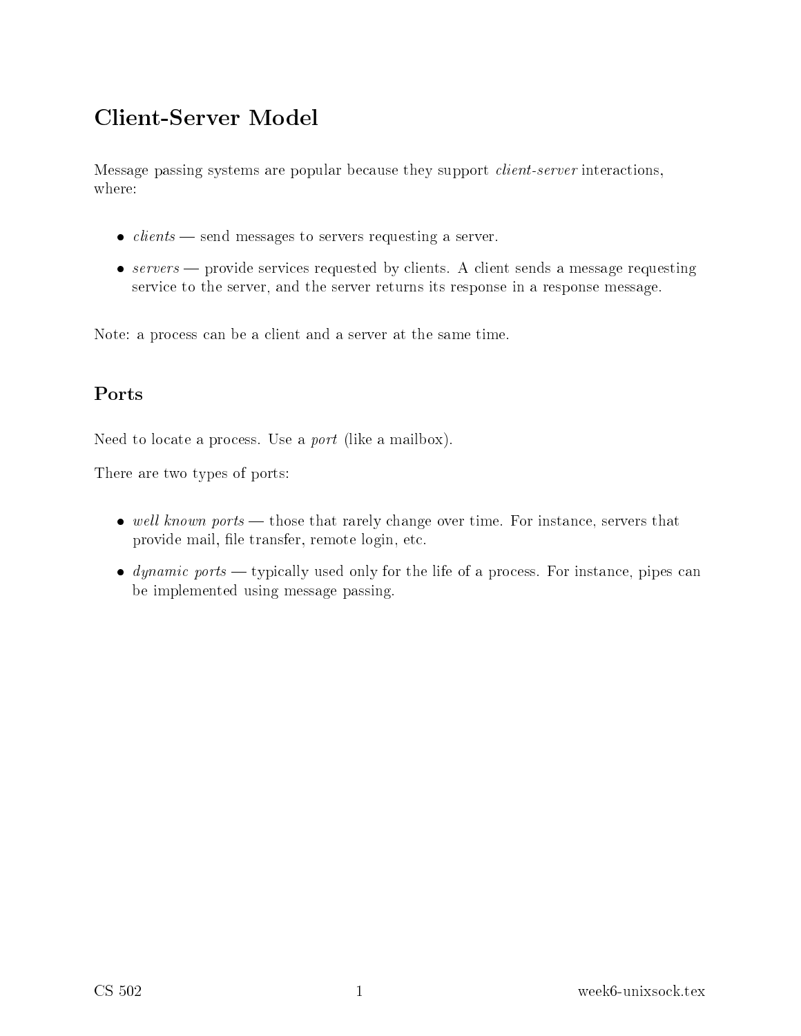# Client-Server Model

Message passing systems are popular because they support *client-server* interactions, where:

- *clients* — send messages to servers requesting a server.
- *servers* — provide services requested by clients. A client sends a message requesting service to the server, and the server returns its response in a response message.

Note: a process can be a client and a server at the same time.

## Ports

Need to locate a process. Use a *port* (like a mailbox).

There are two types of ports:

- *well known ports* — those that rarely change over time. For instance, servers that provide mail, file transfer, remote login, etc.
- *dynamic ports* — typically used only for the life of a process. For instance, pipes can be implemented using message passing.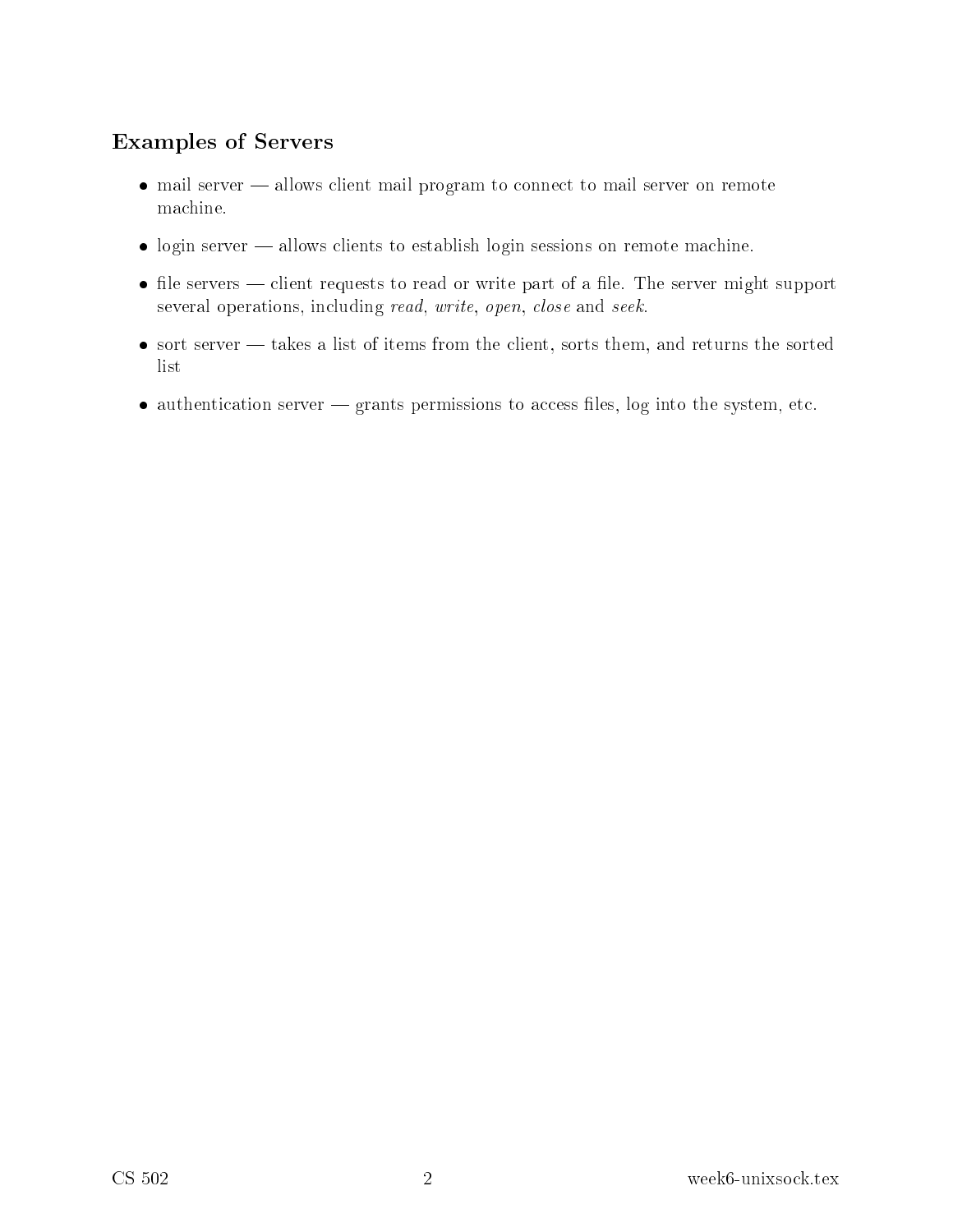## Examples of Servers

- mail server — allows client mail program to connect to mail server on remote machine.
- login server — allows clients to establish login sessions on remote machine.
- file servers — client requests to read or write part of a file. The server might support several operations, including *read*, *write*, *open*, *close* and *seek*.
- sort server — takes a list of items from the client, sorts them, and returns the sorted list
- authentication server — grants permissions to access files, log into the system, etc.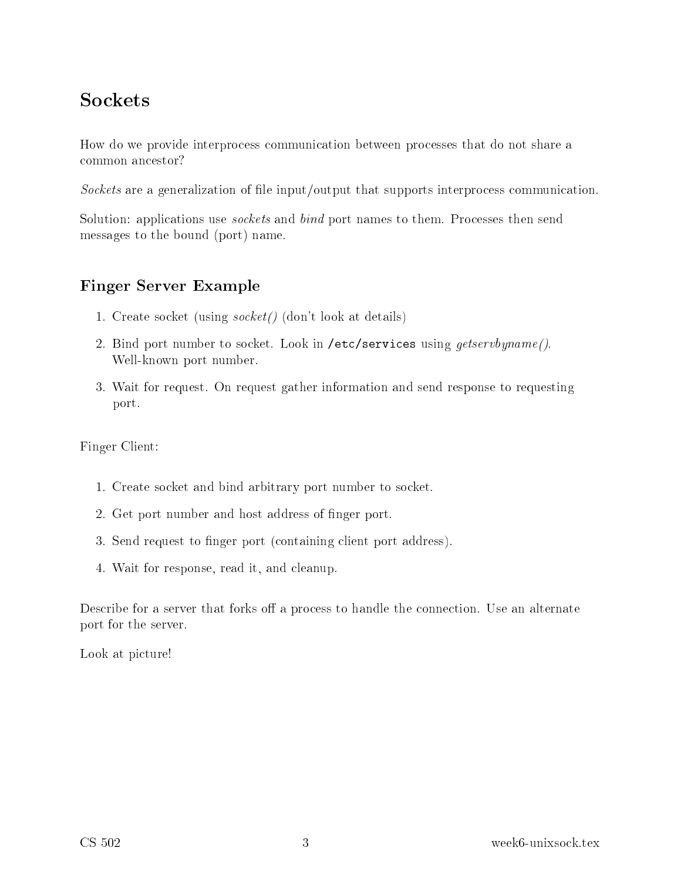# Sockets

How do we provide interprocess communication between processes that do not share a common ancestor?

*Sockets* are a generalization of file input/output that supports interprocess communication.

Solution: applications use *sockets* and *bind* port names to them. Processes then send messages to the bound (port) name.

## Finger Server Example

1. Create socket (using *socket()* (don't look at details)
2. Bind port number to socket. Look in `/etc/services` using *getservbyname()*. Well-known port number.
3. Wait for request. On request gather information and send response to requesting port.

Finger Client:

1. Create socket and bind arbitrary port number to socket.
2. Get port number and host address of finger port.
3. Send request to finger port (containing client port address).
4. Wait for response, read it, and cleanup.

Describe for a server that forks off a process to handle the connection. Use an alternate port for the server.

Look at picture!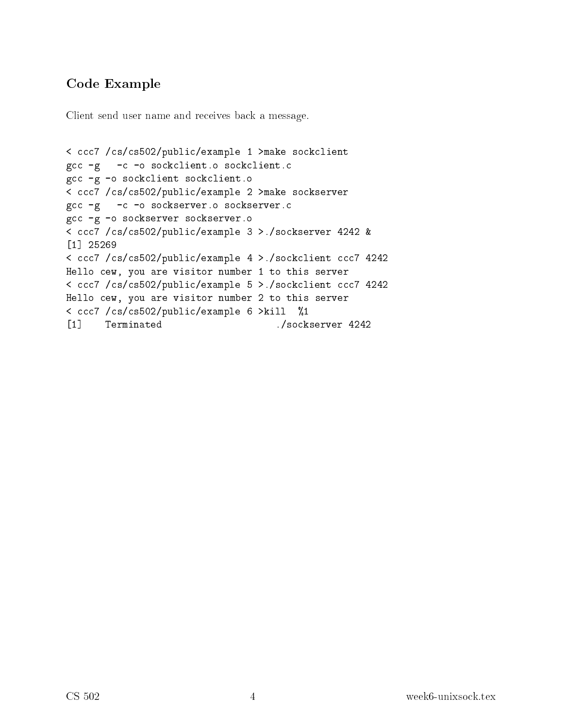## Code Example

Client send user name and receives back a message.

```
< ccc7 /cs/cs502/public/example 1 >make sockclient
gcc -g   -c -o sockclient.o sockclient.c
gcc -g -o sockclient sockclient.o
< ccc7 /cs/cs502/public/example 2 >make sockserver
gcc -g   -c -o sockserver.o sockserver.c
gcc -g -o sockserver sockserver.o
< ccc7 /cs/cs502/public/example 3 >./sockserver 4242 &
[1] 25269
< ccc7 /cs/cs502/public/example 4 >./sockclient ccc7 4242
Hello cew, you are visitor number 1 to this server
< ccc7 /cs/cs502/public/example 5 >./sockclient ccc7 4242
Hello cew, you are visitor number 2 to this server
< ccc7 /cs/cs502/public/example 6 >kill  %1
[1]    Terminated                    ./sockserver 4242
```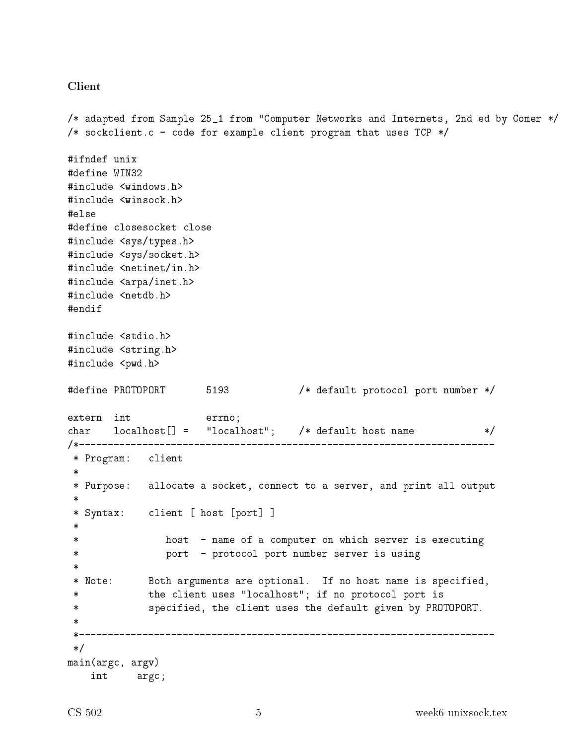**Client**

```
/* adapted from Sample 25_1 from "Computer Networks and Internets, 2nd ed by Comer */
/* sockclient.c - code for example client program that uses TCP */

#ifndef unix
#define WIN32
#include <windows.h>
#include <winsock.h>
#else
#define closesocket close
#include <sys/types.h>
#include <sys/socket.h>
#include <netinet/in.h>
#include <arpa/inet.h>
#include <netdb.h>
#endif

#include <stdio.h>
#include <string.h>
#include <pwd.h>

#define PROTOPORT       5193            /* default protocol port number */

extern  int             errno;
char    localhost[] =   "localhost";    /* default host name            */
/*------------------------------------------------------------------------
 * Program:   client
 *
 * Purpose:   allocate a socket, connect to a server, and print all output
 *
 * Syntax:    client [ host [port] ]
 *
 *               host  - name of a computer on which server is executing
 *               port  - protocol port number server is using
 *
 * Note:      Both arguments are optional.  If no host name is specified,
 *            the client uses "localhost"; if no protocol port is
 *            specified, the client uses the default given by PROTOPORT.
 *
 *------------------------------------------------------------------------
 */
main(argc, argv)
    int     argc;
```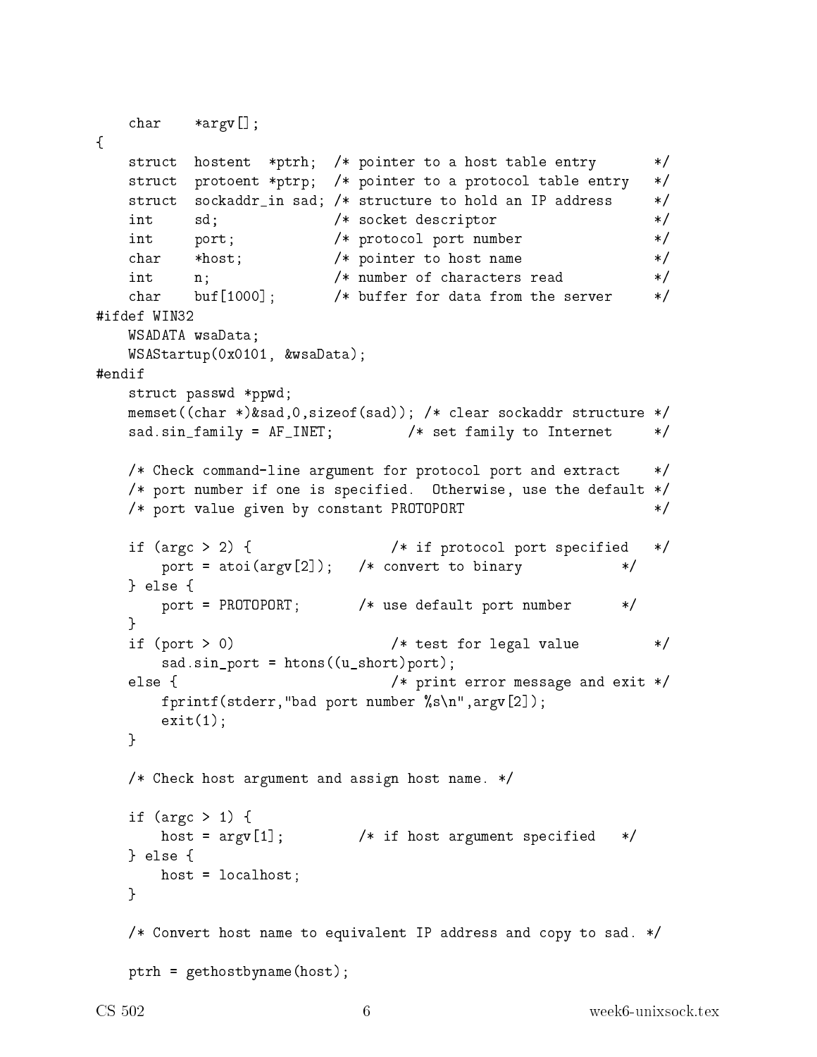```
    char    *argv[];
{
    struct  hostent  *ptrh;  /* pointer to a host table entry       */
    struct  protoent *ptrp;  /* pointer to a protocol table entry   */
    struct  sockaddr_in sad; /* structure to hold an IP address     */
    int     sd;              /* socket descriptor                   */
    int     port;            /* protocol port number                */
    char    *host;           /* pointer to host name                */
    int     n;               /* number of characters read           */
    char    buf[1000];       /* buffer for data from the server     */
#ifdef WIN32
    WSADATA wsaData;
    WSAStartup(0x0101, &wsaData);
#endif
    struct passwd *ppwd;
    memset((char *)&sad,0,sizeof(sad)); /* clear sockaddr structure */
    sad.sin_family = AF_INET;         /* set family to Internet     */

    /* Check command-line argument for protocol port and extract    */
    /* port number if one is specified.  Otherwise, use the default */
    /* port value given by constant PROTOPORT                       */

    if (argc > 2) {                 /* if protocol port specified   */
        port = atoi(argv[2]);   /* convert to binary            */
    } else {
        port = PROTOPORT;       /* use default port number      */
    }
    if (port > 0)                   /* test for legal value         */
        sad.sin_port = htons((u_short)port);
    else {                          /* print error message and exit */
        fprintf(stderr,"bad port number %s\n",argv[2]);
        exit(1);
    }

    /* Check host argument and assign host name. */

    if (argc > 1) {
        host = argv[1];         /* if host argument specified   */
    } else {
        host = localhost;
    }

    /* Convert host name to equivalent IP address and copy to sad. */

    ptrh = gethostbyname(host);
```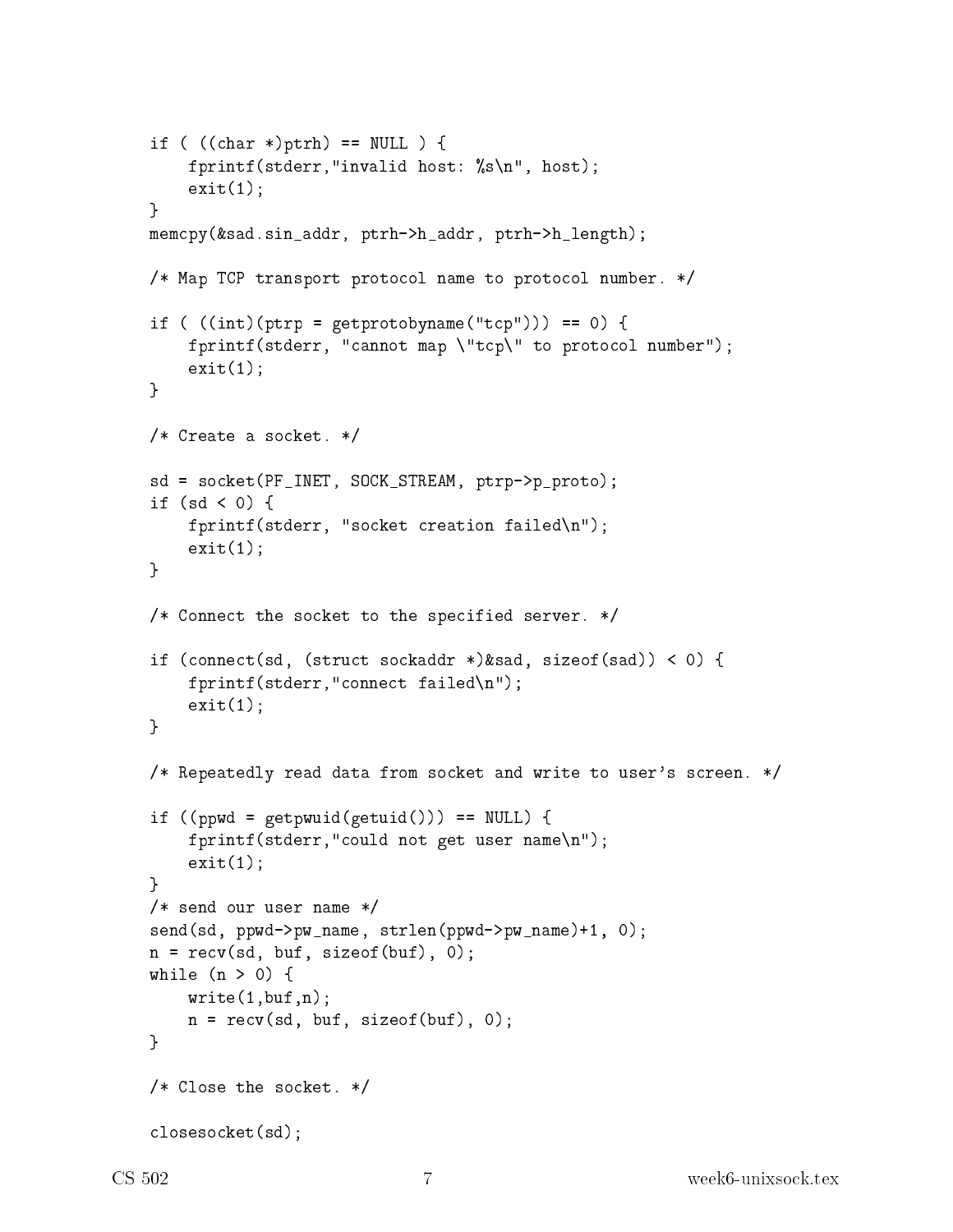```
    if ( ((char *)ptrh) == NULL ) {
        fprintf(stderr,"invalid host: %s\n", host);
        exit(1);
    }
    memcpy(&sad.sin_addr, ptrh->h_addr, ptrh->h_length);

    /* Map TCP transport protocol name to protocol number. */

    if ( ((int)(ptrp = getprotobyname("tcp"))) == 0) {
        fprintf(stderr, "cannot map \"tcp\" to protocol number");
        exit(1);
    }

    /* Create a socket. */

    sd = socket(PF_INET, SOCK_STREAM, ptrp->p_proto);
    if (sd < 0) {
        fprintf(stderr, "socket creation failed\n");
        exit(1);
    }

    /* Connect the socket to the specified server. */

    if (connect(sd, (struct sockaddr *)&sad, sizeof(sad)) < 0) {
        fprintf(stderr,"connect failed\n");
        exit(1);
    }

    /* Repeatedly read data from socket and write to user's screen. */

    if ((ppwd = getpwuid(getuid())) == NULL) {
        fprintf(stderr,"could not get user name\n");
        exit(1);
    }
    /* send our user name */
    send(sd, ppwd->pw_name, strlen(ppwd->pw_name)+1, 0);
    n = recv(sd, buf, sizeof(buf), 0);
    while (n > 0) {
        write(1,buf,n);
        n = recv(sd, buf, sizeof(buf), 0);
    }

    /* Close the socket. */

    closesocket(sd);
```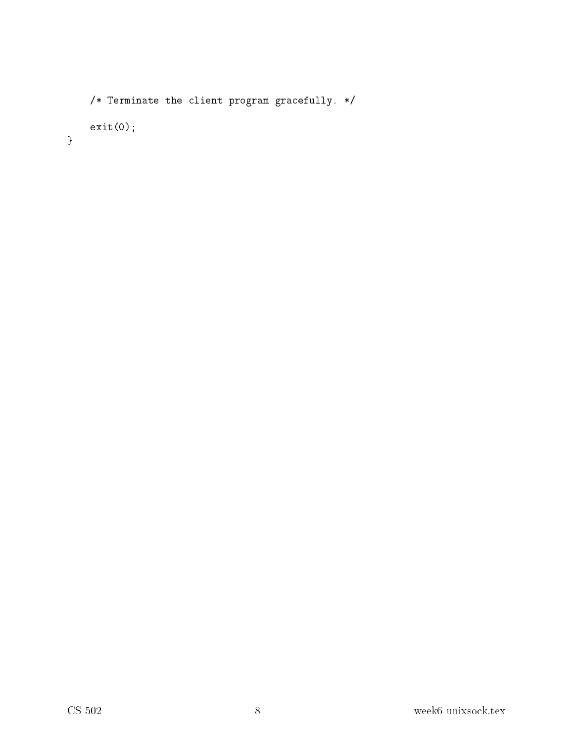```
    /* Terminate the client program gracefully. */

    exit(0);
}
```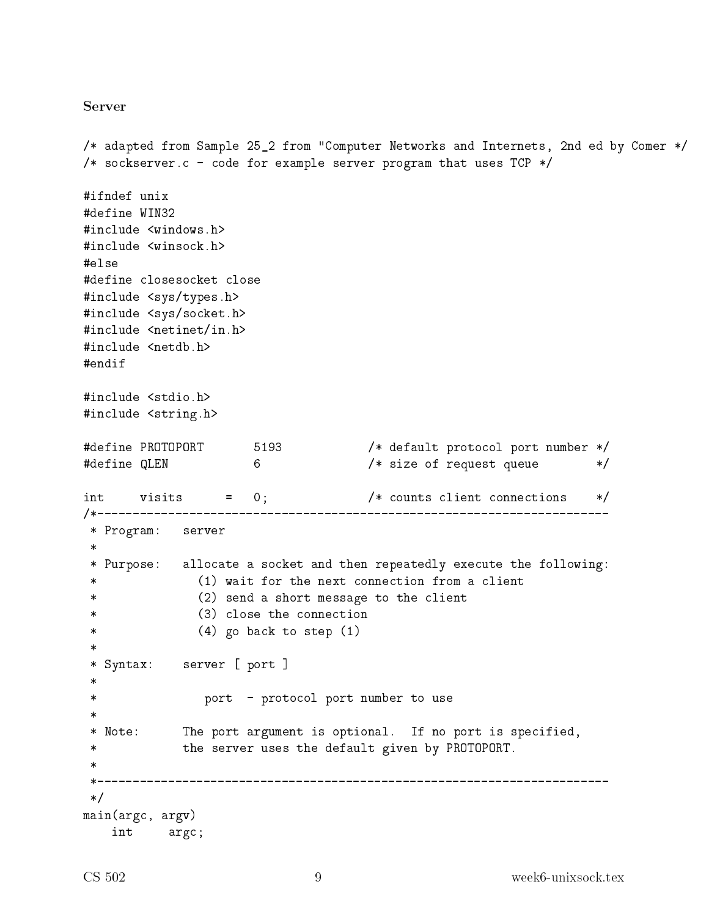**Server**

```
/* adapted from Sample 25_2 from "Computer Networks and Internets, 2nd ed by Comer */
/* sockserver.c - code for example server program that uses TCP */

#ifndef unix
#define WIN32
#include <windows.h>
#include <winsock.h>
#else
#define closesocket close
#include <sys/types.h>
#include <sys/socket.h>
#include <netinet/in.h>
#include <netdb.h>
#endif

#include <stdio.h>
#include <string.h>

#define PROTOPORT       5193            /* default protocol port number */
#define QLEN            6               /* size of request queue        */

int     visits      =   0;              /* counts client connections    */
/*------------------------------------------------------------------------
 * Program:   server
 *
 * Purpose:   allocate a socket and then repeatedly execute the following:
 *              (1) wait for the next connection from a client
 *              (2) send a short message to the client
 *              (3) close the connection
 *              (4) go back to step (1)
 *
 * Syntax:    server [ port ]
 *
 *               port  - protocol port number to use
 *
 * Note:      The port argument is optional.  If no port is specified,
 *            the server uses the default given by PROTOPORT.
 *
 *------------------------------------------------------------------------
 */
main(argc, argv)
   int     argc;
```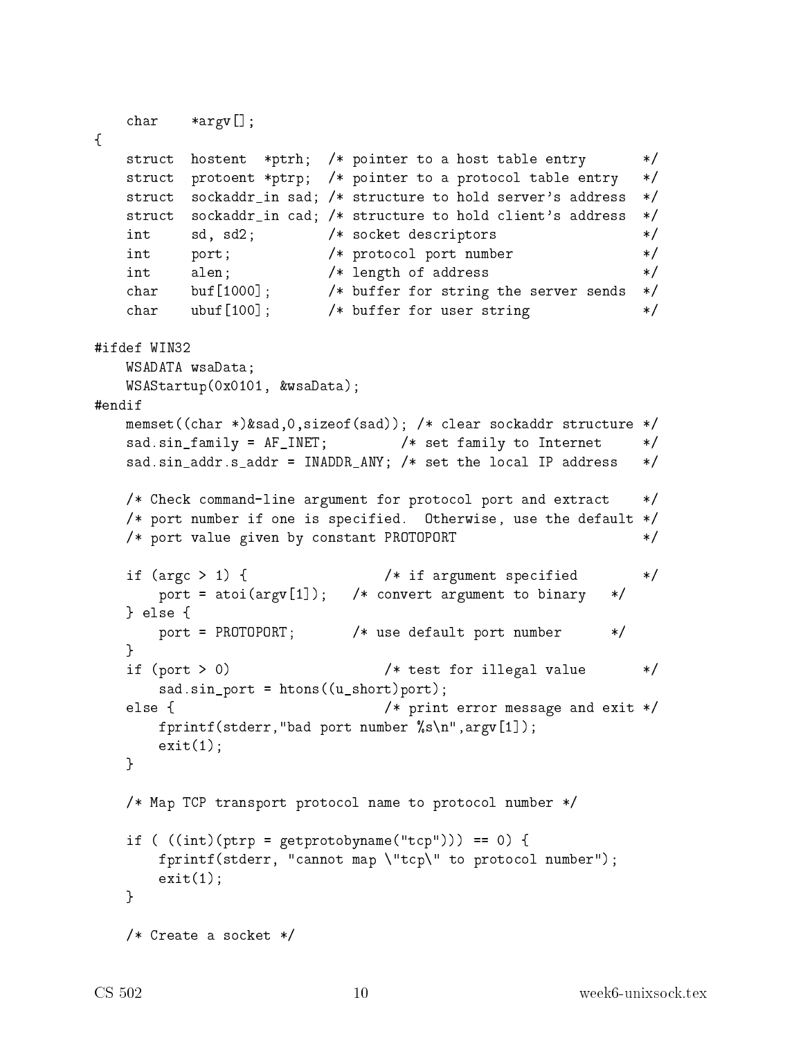```c
    char    *argv[];
{
    struct  hostent  *ptrh;  /* pointer to a host table entry       */
    struct  protoent *ptrp;  /* pointer to a protocol table entry   */
    struct  sockaddr_in sad; /* structure to hold server's address  */
    struct  sockaddr_in cad; /* structure to hold client's address  */
    int     sd, sd2;         /* socket descriptors                  */
    int     port;            /* protocol port number                */
    int     alen;            /* length of address                   */
    char    buf[1000];       /* buffer for string the server sends  */
    char    ubuf[100];       /* buffer for user string              */

#ifdef WIN32
    WSADATA wsaData;
    WSAStartup(0x0101, &wsaData);
#endif
    memset((char *)&sad,0,sizeof(sad)); /* clear sockaddr structure */
    sad.sin_family = AF_INET;         /* set family to Internet     */
    sad.sin_addr.s_addr = INADDR_ANY; /* set the local IP address   */

    /* Check command-line argument for protocol port and extract    */
    /* port number if one is specified.  Otherwise, use the default */
    /* port value given by constant PROTOPORT                       */

    if (argc > 1) {                 /* if argument specified        */
        port = atoi(argv[1]);   /* convert argument to binary   */
    } else {
        port = PROTOPORT;       /* use default port number      */
    }
    if (port > 0)                   /* test for illegal value       */
        sad.sin_port = htons((u_short)port);
    else {                          /* print error message and exit */
        fprintf(stderr,"bad port number %s\n",argv[1]);
        exit(1);
    }

    /* Map TCP transport protocol name to protocol number */

    if ( ((int)(ptrp = getprotobyname("tcp"))) == 0) {
        fprintf(stderr, "cannot map \"tcp\" to protocol number");
        exit(1);
    }

    /* Create a socket */
```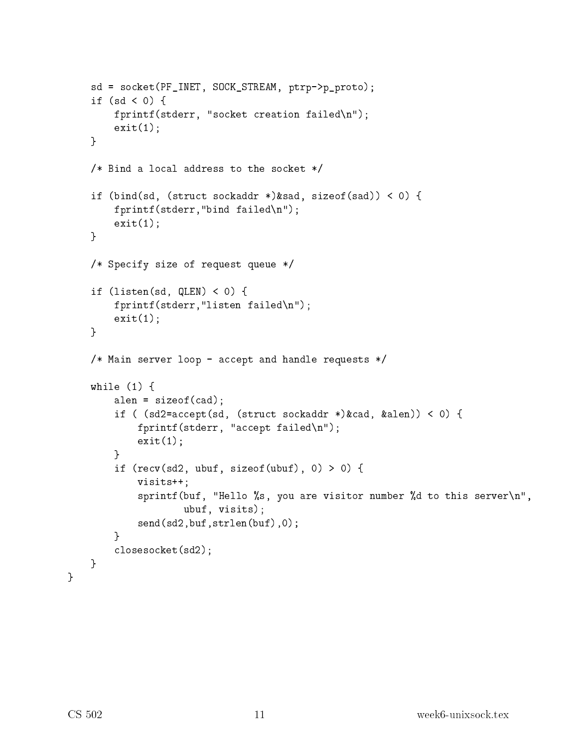```
    sd = socket(PF_INET, SOCK_STREAM, ptrp->p_proto);
    if (sd < 0) {
        fprintf(stderr, "socket creation failed\n");
        exit(1);
    }

    /* Bind a local address to the socket */

    if (bind(sd, (struct sockaddr *)&sad, sizeof(sad)) < 0) {
        fprintf(stderr,"bind failed\n");
        exit(1);
    }

    /* Specify size of request queue */

    if (listen(sd, QLEN) < 0) {
        fprintf(stderr,"listen failed\n");
        exit(1);
    }

    /* Main server loop - accept and handle requests */

    while (1) {
        alen = sizeof(cad);
        if ( (sd2=accept(sd, (struct sockaddr *)&cad, &alen)) < 0) {
            fprintf(stderr, "accept failed\n");
            exit(1);
        }
        if (recv(sd2, ubuf, sizeof(ubuf), 0) > 0) {
            visits++;
            sprintf(buf, "Hello %s, you are visitor number %d to this server\n",
                    ubuf, visits);
            send(sd2,buf,strlen(buf),0);
        }
        closesocket(sd2);
    }
}
```